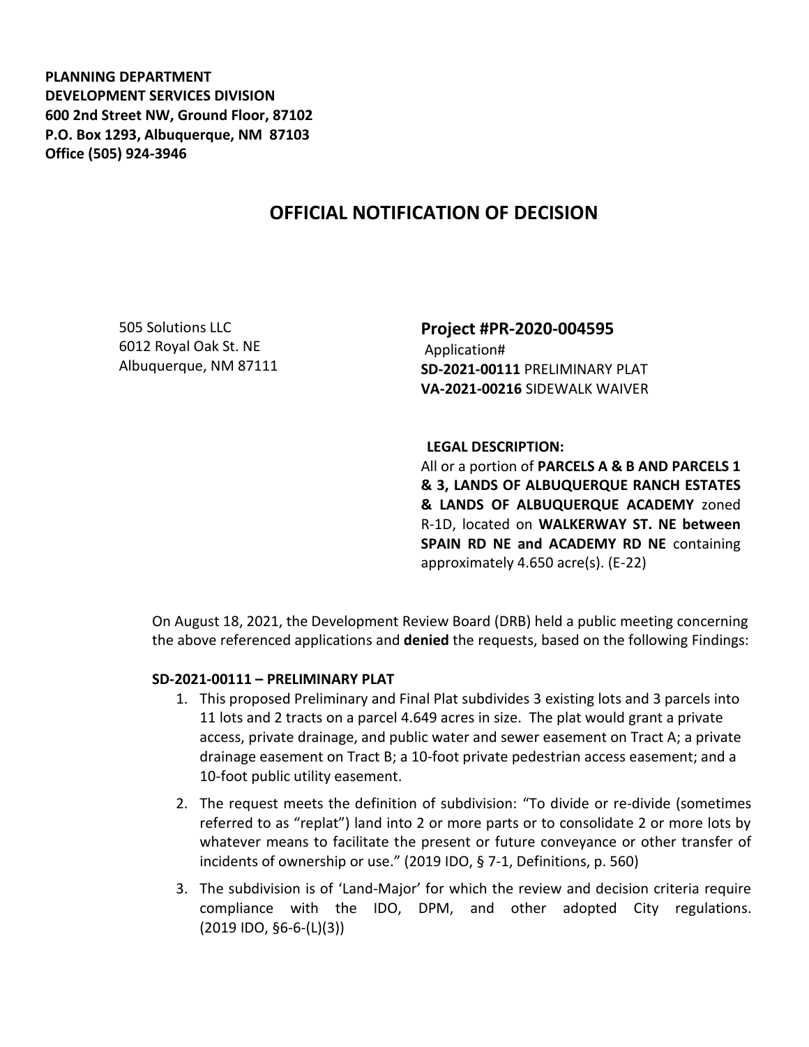**PLANNING DEPARTMENT**
**DEVELOPMENT SERVICES DIVISION**
**600 2nd Street NW, Ground Floor, 87102**
**P.O. Box 1293, Albuquerque, NM 87103**
**Office (505) 924-3946**

# OFFICIAL NOTIFICATION OF DECISION

505 Solutions LLC
6012 Royal Oak St. NE
Albuquerque, NM 87111

## Project #PR-2020-004595

Application#
**SD-2021-00111** PRELIMINARY PLAT
**VA-2021-00216** SIDEWALK WAIVER

**LEGAL DESCRIPTION:**
All or a portion of **PARCELS A & B AND PARCELS 1 & 3, LANDS OF ALBUQUERQUE RANCH ESTATES & LANDS OF ALBUQUERQUE ACADEMY** zoned R-1D, located on **WALKERWAY ST. NE between SPAIN RD NE and ACADEMY RD NE** containing approximately 4.650 acre(s). (E-22)

On August 18, 2021, the Development Review Board (DRB) held a public meeting concerning the above referenced applications and **denied** the requests, based on the following Findings:

**SD-2021-00111 – PRELIMINARY PLAT**

1. This proposed Preliminary and Final Plat subdivides 3 existing lots and 3 parcels into 11 lots and 2 tracts on a parcel 4.649 acres in size. The plat would grant a private access, private drainage, and public water and sewer easement on Tract A; a private drainage easement on Tract B; a 10-foot private pedestrian access easement; and a 10-foot public utility easement.
2. The request meets the definition of subdivision: "To divide or re-divide (sometimes referred to as "replat") land into 2 or more parts or to consolidate 2 or more lots by whatever means to facilitate the present or future conveyance or other transfer of incidents of ownership or use." (2019 IDO, § 7-1, Definitions, p. 560)
3. The subdivision is of 'Land-Major' for which the review and decision criteria require compliance with the IDO, DPM, and other adopted City regulations. (2019 IDO, §6-6-(L)(3))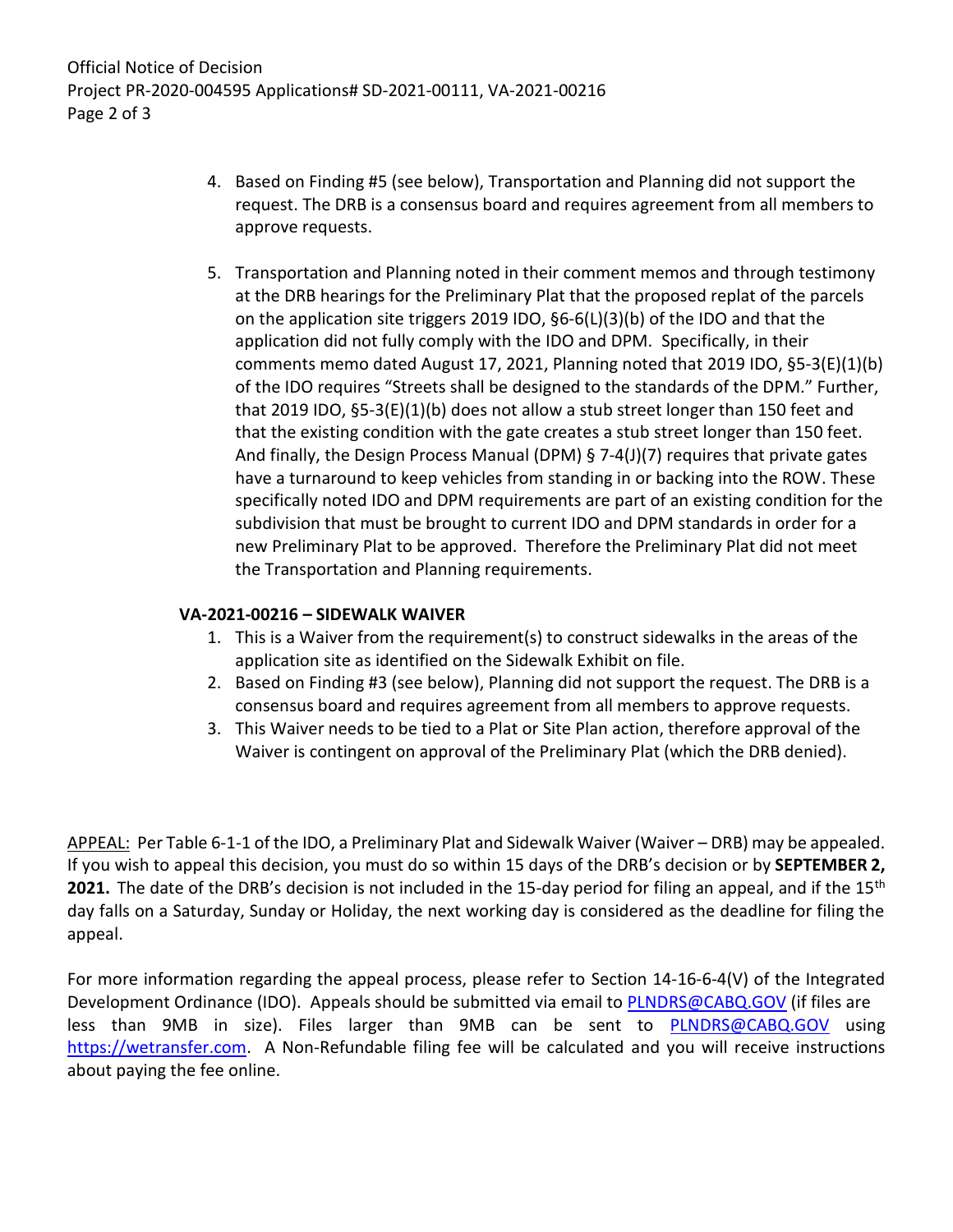4. Based on Finding #5 (see below), Transportation and Planning did not support the request. The DRB is a consensus board and requires agreement from all members to approve requests.

5. Transportation and Planning noted in their comment memos and through testimony at the DRB hearings for the Preliminary Plat that the proposed replat of the parcels on the application site triggers 2019 IDO, §6-6(L)(3)(b) of the IDO and that the application did not fully comply with the IDO and DPM. Specifically, in their comments memo dated August 17, 2021, Planning noted that 2019 IDO, §5-3(E)(1)(b) of the IDO requires "Streets shall be designed to the standards of the DPM." Further, that 2019 IDO, §5-3(E)(1)(b) does not allow a stub street longer than 150 feet and that the existing condition with the gate creates a stub street longer than 150 feet. And finally, the Design Process Manual (DPM) § 7-4(J)(7) requires that private gates have a turnaround to keep vehicles from standing in or backing into the ROW. These specifically noted IDO and DPM requirements are part of an existing condition for the subdivision that must be brought to current IDO and DPM standards in order for a new Preliminary Plat to be approved. Therefore the Preliminary Plat did not meet the Transportation and Planning requirements.

**VA-2021-00216 – SIDEWALK WAIVER**

1. This is a Waiver from the requirement(s) to construct sidewalks in the areas of the application site as identified on the Sidewalk Exhibit on file.
2. Based on Finding #3 (see below), Planning did not support the request. The DRB is a consensus board and requires agreement from all members to approve requests.
3. This Waiver needs to be tied to a Plat or Site Plan action, therefore approval of the Waiver is contingent on approval of the Preliminary Plat (which the DRB denied).

APPEAL: Per Table 6-1-1 of the IDO, a Preliminary Plat and Sidewalk Waiver (Waiver – DRB) may be appealed. If you wish to appeal this decision, you must do so within 15 days of the DRB's decision or by **SEPTEMBER 2, 2021.** The date of the DRB's decision is not included in the 15-day period for filing an appeal, and if the 15th day falls on a Saturday, Sunday or Holiday, the next working day is considered as the deadline for filing the appeal.

For more information regarding the appeal process, please refer to Section 14-16-6-4(V) of the Integrated Development Ordinance (IDO). Appeals should be submitted via email to PLNDRS@CABQ.GOV (if files are less than 9MB in size). Files larger than 9MB can be sent to PLNDRS@CABQ.GOV using https://wetransfer.com. A Non-Refundable filing fee will be calculated and you will receive instructions about paying the fee online.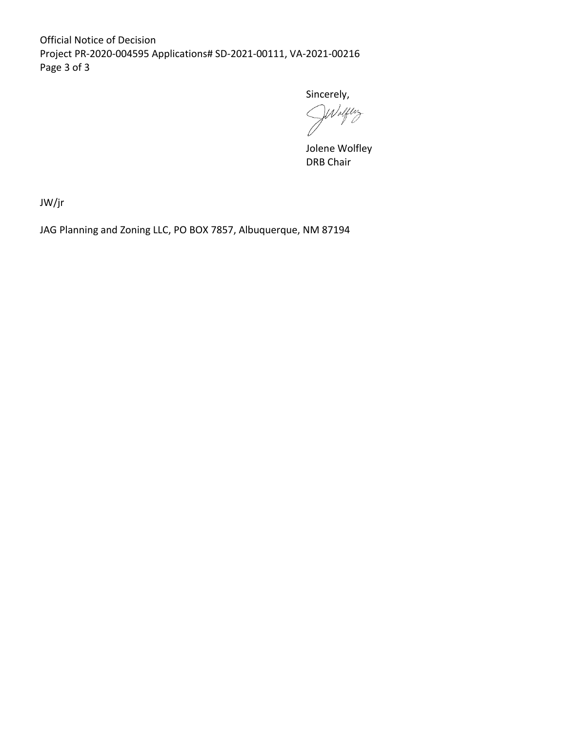Sincerely,

Jolene Wolfley
DRB Chair

JW/jr

JAG Planning and Zoning LLC, PO BOX 7857, Albuquerque, NM 87194